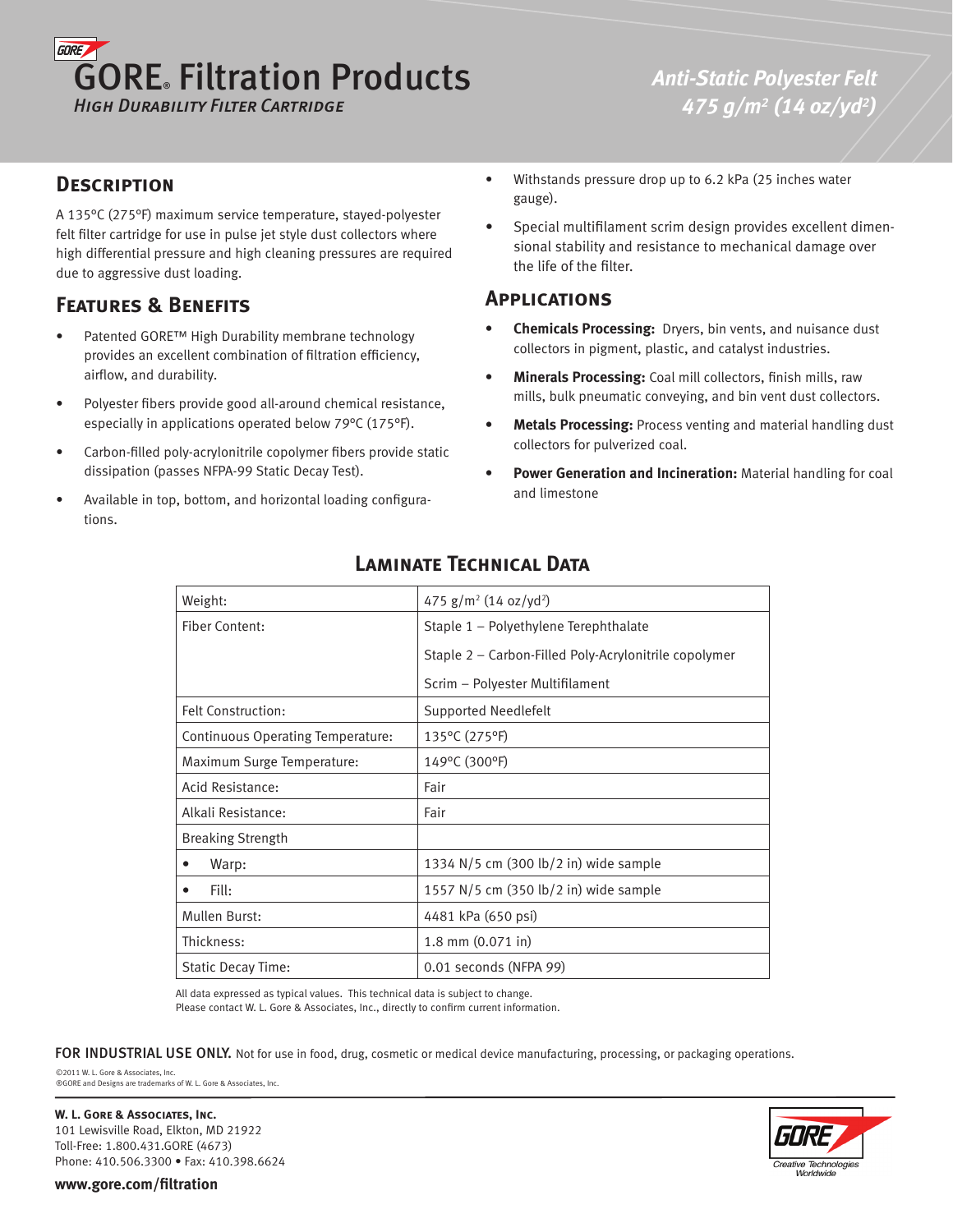# GORE® Filtration Products

*High Durability Filter Cartridge*

*Anti-Static Polyester Felt 475 g/m² (14 oz/yd²)*

## Description

A 135°C (275°F) maximum service temperature, stayed-polyester felt filter cartridge for use in pulse jet style dust collectors where high differential pressure and high cleaning pressures are required due to aggressive dust loading.

## Features & Benefits

- Patented GORE™ High Durability membrane technology provides an excellent combination of filtration efficiency, airflow, and durability.
- Polyester fibers provide good all-around chemical resistance, especially in applications operated below 79°C (175°F).
- Carbon-filled poly-acrylonitrile copolymer fibers provide static dissipation (passes NFPA-99 Static Decay Test).
- Available in top, bottom, and horizontal loading configurations.
- Withstands pressure drop up to 6.2 kPa (25 inches water gauge).
- Special multifilament scrim design provides excellent dimensional stability and resistance to mechanical damage over the life of the filter.

## Applications

- **Chemicals Processing:** Dryers, bin vents, and nuisance dust collectors in pigment, plastic, and catalyst industries.
- **Minerals Processing:** Coal mill collectors, finish mills, raw mills, bulk pneumatic conveying, and bin vent dust collectors.
- **Metals Processing:** Process venting and material handling dust collectors for pulverized coal.
- **Power Generation and Incineration:** Material handling for coal and limestone

## Laminate Technical Data

| Property | Value |
|---|---|
| Weight: | 475 g/m² (14 oz/yd²) |
| Fiber Content: | Staple 1 – Polyethylene Terephthalate |
| | Staple 2 – Carbon-Filled Poly-Acrylonitrile copolymer |
| | Scrim – Polyester Multifilament |
| Felt Construction: | Supported Needlefelt |
| Continuous Operating Temperature: | 135°C (275°F) |
| Maximum Surge Temperature: | 149°C (300°F) |
| Acid Resistance: | Fair |
| Alkali Resistance: | Fair |
| Breaking Strength | |
| • Warp: | 1334 N/5 cm (300 lb/2 in) wide sample |
| • Fill: | 1557 N/5 cm (350 lb/2 in) wide sample |
| Mullen Burst: | 4481 kPa (650 psi) |
| Thickness: | 1.8 mm (0.071 in) |
| Static Decay Time: | 0.01 seconds (NFPA 99) |

All data expressed as typical values. This technical data is subject to change.
Please contact W. L. Gore & Associates, Inc., directly to confirm current information.

FOR INDUSTRIAL USE ONLY. Not for use in food, drug, cosmetic or medical device manufacturing, processing, or packaging operations.

©2011 W. L. Gore & Associates, Inc.
®GORE and Designs are trademarks of W. L. Gore & Associates, Inc.

**W. L. Gore & Associates, Inc.**
101 Lewisville Road, Elkton, MD 21922
Toll-Free: 1.800.431.GORE (4673)
Phone: 410.506.3300 • Fax: 410.398.6624

**www.gore.com/filtration**

Creative Technologies Worldwide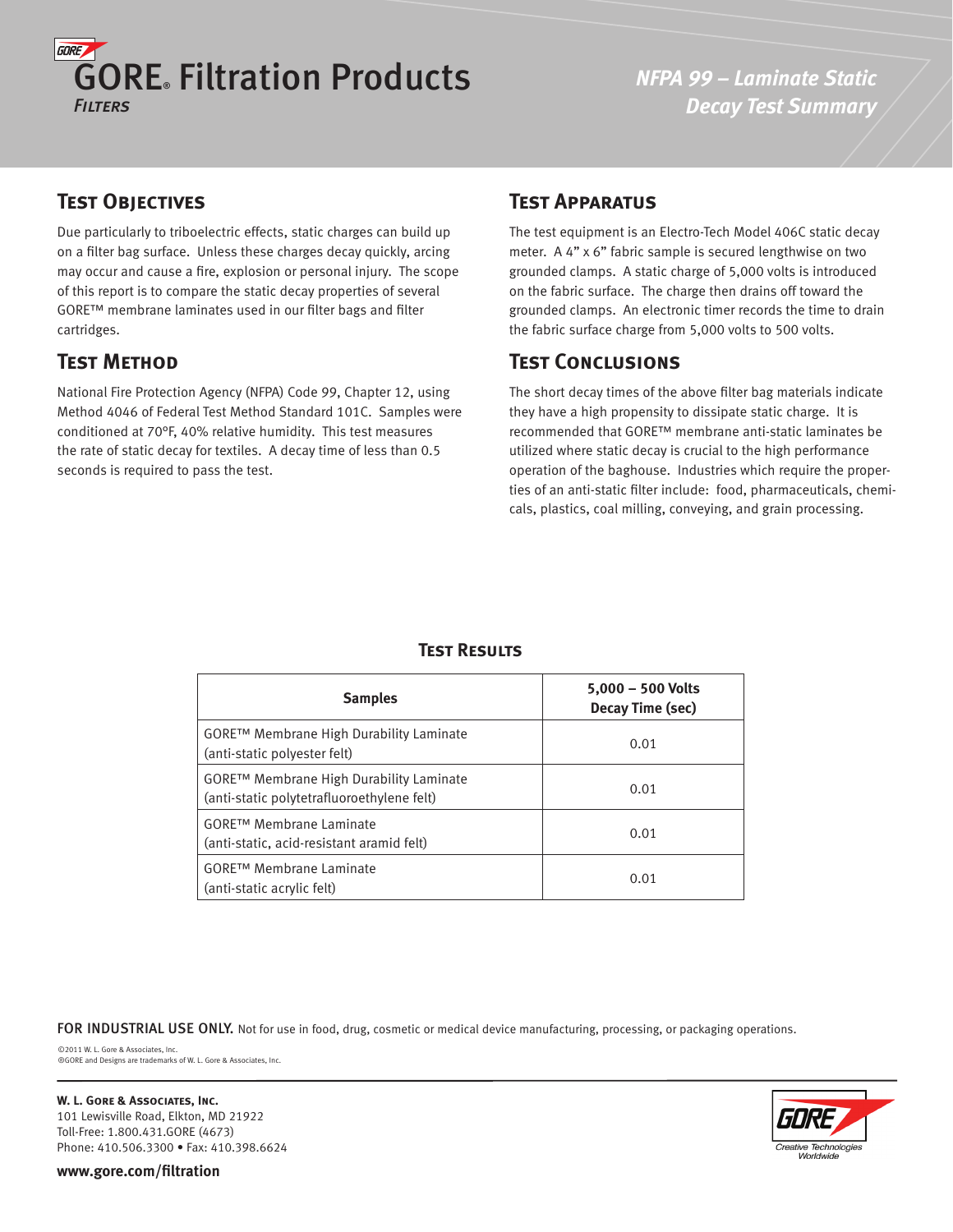# GORE® Filtration Products

*Filters*

## *NFPA 99 – Laminate Static Decay Test Summary*

## Test Objectives

Due particularly to triboelectric effects, static charges can build up on a filter bag surface. Unless these charges decay quickly, arcing may occur and cause a fire, explosion or personal injury. The scope of this report is to compare the static decay properties of several GORE™ membrane laminates used in our filter bags and filter cartridges.

## Test Method

National Fire Protection Agency (NFPA) Code 99, Chapter 12, using Method 4046 of Federal Test Method Standard 101C. Samples were conditioned at 70°F, 40% relative humidity. This test measures the rate of static decay for textiles. A decay time of less than 0.5 seconds is required to pass the test.

## Test Apparatus

The test equipment is an Electro-Tech Model 406C static decay meter. A 4" x 6" fabric sample is secured lengthwise on two grounded clamps. A static charge of 5,000 volts is introduced on the fabric surface. The charge then drains off toward the grounded clamps. An electronic timer records the time to drain the fabric surface charge from 5,000 volts to 500 volts.

## Test Conclusions

The short decay times of the above filter bag materials indicate they have a high propensity to dissipate static charge. It is recommended that GORE™ membrane anti-static laminates be utilized where static decay is crucial to the high performance operation of the baghouse. Industries which require the properties of an anti-static filter include: food, pharmaceuticals, chemicals, plastics, coal milling, conveying, and grain processing.

## Test Results

| Samples | 5,000 – 500 Volts Decay Time (sec) |
|---|---|
| GORE™ Membrane High Durability Laminate (anti-static polyester felt) | 0.01 |
| GORE™ Membrane High Durability Laminate (anti-static polytetrafluoroethylene felt) | 0.01 |
| GORE™ Membrane Laminate (anti-static, acid-resistant aramid felt) | 0.01 |
| GORE™ Membrane Laminate (anti-static acrylic felt) | 0.01 |

FOR INDUSTRIAL USE ONLY. Not for use in food, drug, cosmetic or medical device manufacturing, processing, or packaging operations.

©2011 W. L. Gore & Associates, Inc.
®GORE and Designs are trademarks of W. L. Gore & Associates, Inc.

**W. L. Gore & Associates, Inc.**
101 Lewisville Road, Elkton, MD 21922
Toll-Free: 1.800.431.GORE (4673)
Phone: 410.506.3300 • Fax: 410.398.6624

**www.gore.com/filtration**

GORE Creative Technologies Worldwide